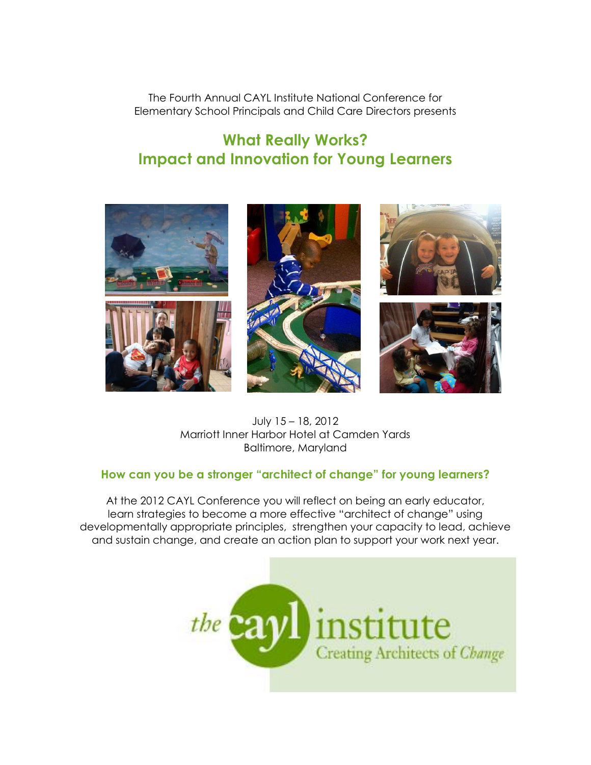The Fourth Annual CAYL Institute National Conference for Elementary School Principals and Child Care Directors presents

# What Really Works? Impact and Innovation for Young Learners

July 15 – 18, 2012
Marriott Inner Harbor Hotel at Camden Yards
Baltimore, Maryland

## How can you be a stronger "architect of change" for young learners?

At the 2012 CAYL Conference you will reflect on being an early educator, learn strategies to become a more effective "architect of change" using developmentally appropriate principles, strengthen your capacity to lead, achieve and sustain change, and create an action plan to support your work next year.

the cayl institute
Creating Architects of *Change*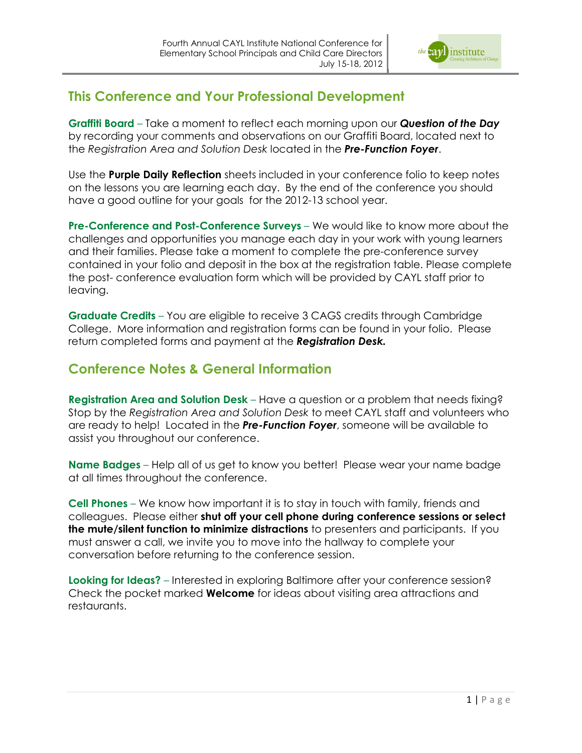## This Conference and Your Professional Development

**Graffiti Board** – Take a moment to reflect each morning upon our ***Question of the Day*** by recording your comments and observations on our Graffiti Board, located next to the *Registration Area and Solution Desk* located in the ***Pre-Function Foyer***.

Use the **Purple Daily Reflection** sheets included in your conference folio to keep notes on the lessons you are learning each day. By the end of the conference you should have a good outline for your goals for the 2012-13 school year.

**Pre-Conference and Post-Conference Surveys** – We would like to know more about the challenges and opportunities you manage each day in your work with young learners and their families. Please take a moment to complete the pre-conference survey contained in your folio and deposit in the box at the registration table. Please complete the post- conference evaluation form which will be provided by CAYL staff prior to leaving.

**Graduate Credits** – You are eligible to receive 3 CAGS credits through Cambridge College. More information and registration forms can be found in your folio. Please return completed forms and payment at the ***Registration Desk.***

## Conference Notes & General Information

**Registration Area and Solution Desk** – Have a question or a problem that needs fixing? Stop by the *Registration Area and Solution Desk* to meet CAYL staff and volunteers who are ready to help! Located in the ***Pre-Function Foyer***, someone will be available to assist you throughout our conference.

**Name Badges** – Help all of us get to know you better! Please wear your name badge at all times throughout the conference.

**Cell Phones** – We know how important it is to stay in touch with family, friends and colleagues. Please either **shut off your cell phone during conference sessions or select the mute/silent function to minimize distractions** to presenters and participants. If you must answer a call, we invite you to move into the hallway to complete your conversation before returning to the conference session.

**Looking for Ideas?** – Interested in exploring Baltimore after your conference session? Check the pocket marked **Welcome** for ideas about visiting area attractions and restaurants.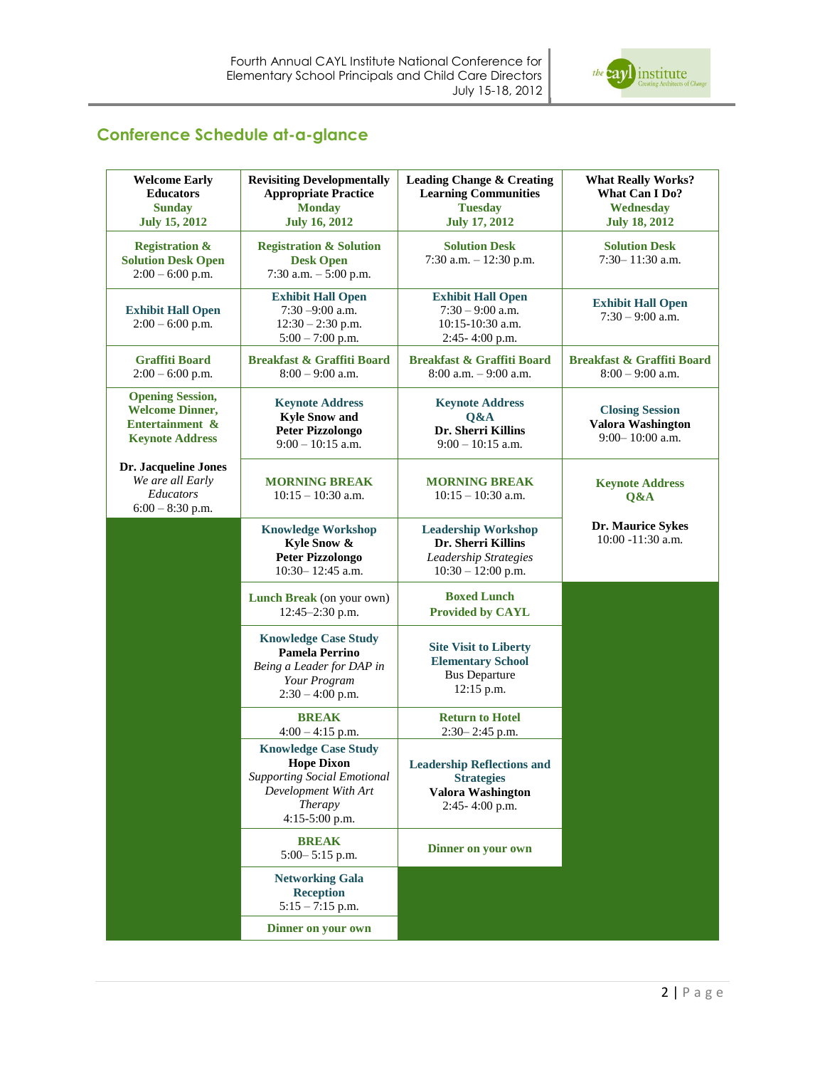## Conference Schedule at-a-glance

| Welcome Early Educators<br>**Sunday**<br>**July 15, 2012** | Revisiting Developmentally Appropriate Practice<br>**Monday**<br>**July 16, 2012** | Leading Change & Creating Learning Communities<br>**Tuesday**<br>**July 17, 2012** | What Really Works? What Can I Do?<br>**Wednesday**<br>**July 18, 2012** |
|---|---|---|---|
| **Registration & Solution Desk Open**<br>2:00 – 6:00 p.m. | **Registration & Solution Desk Open**<br>7:30 a.m. – 5:00 p.m. | **Solution Desk**<br>7:30 a.m. – 12:30 p.m. | **Solution Desk**<br>7:30– 11:30 a.m. |
| **Exhibit Hall Open**<br>2:00 – 6:00 p.m. | **Exhibit Hall Open**<br>7:30 –9:00 a.m.<br>12:30 – 2:30 p.m.<br>5:00 – 7:00 p.m. | **Exhibit Hall Open**<br>7:30 – 9:00 a.m.<br>10:15-10:30 a.m.<br>2:45- 4:00 p.m. | **Exhibit Hall Open**<br>7:30 – 9:00 a.m. |
| **Graffiti Board**<br>2:00 – 6:00 p.m. | **Breakfast & Graffiti Board**<br>8:00 – 9:00 a.m. | **Breakfast & Graffiti Board**<br>8:00 a.m. – 9:00 a.m. | **Breakfast & Graffiti Board**<br>8:00 – 9:00 a.m. |
| **Opening Session, Welcome Dinner, Entertainment & Keynote Address**<br>**Dr. Jacqueline Jones**<br>*We are all Early Educators*<br>6:00 – 8:30 p.m. | **Keynote Address**<br>**Kyle Snow and Peter Pizzolongo**<br>9:00 – 10:15 a.m. | **Keynote Address Q&A**<br>**Dr. Sherri Killins**<br>9:00 – 10:15 a.m. | **Closing Session**<br>**Valora Washington**<br>9:00– 10:00 a.m. |
| | **MORNING BREAK**<br>10:15 – 10:30 a.m. | **MORNING BREAK**<br>10:15 – 10:30 a.m. | **Keynote Address Q&A**<br>**Dr. Maurice Sykes**<br>10:00 -11:30 a.m. |
| | **Knowledge Workshop**<br>**Kyle Snow & Peter Pizzolongo**<br>10:30– 12:45 a.m. | **Leadership Workshop**<br>**Dr. Sherri Killins**<br>*Leadership Strategies*<br>10:30 – 12:00 p.m. | |
| | **Lunch Break** (on your own)<br>12:45–2:30 p.m. | **Boxed Lunch Provided by CAYL** | |
| | **Knowledge Case Study**<br>**Pamela Perrino**<br>*Being a Leader for DAP in Your Program*<br>2:30 – 4:00 p.m. | **Site Visit to Liberty Elementary School**<br>Bus Departure<br>12:15 p.m. | |
| | **BREAK**<br>4:00 – 4:15 p.m. | **Return to Hotel**<br>2:30– 2:45 p.m. | |
| | **Knowledge Case Study**<br>**Hope Dixon**<br>*Supporting Social Emotional Development With Art Therapy*<br>4:15-5:00 p.m. | **Leadership Reflections and Strategies**<br>**Valora Washington**<br>2:45- 4:00 p.m. | |
| | **BREAK**<br>5:00– 5:15 p.m. | **Dinner on your own** | |
| | **Networking Gala Reception**<br>5:15 – 7:15 p.m. | | |
| | **Dinner on your own** | | |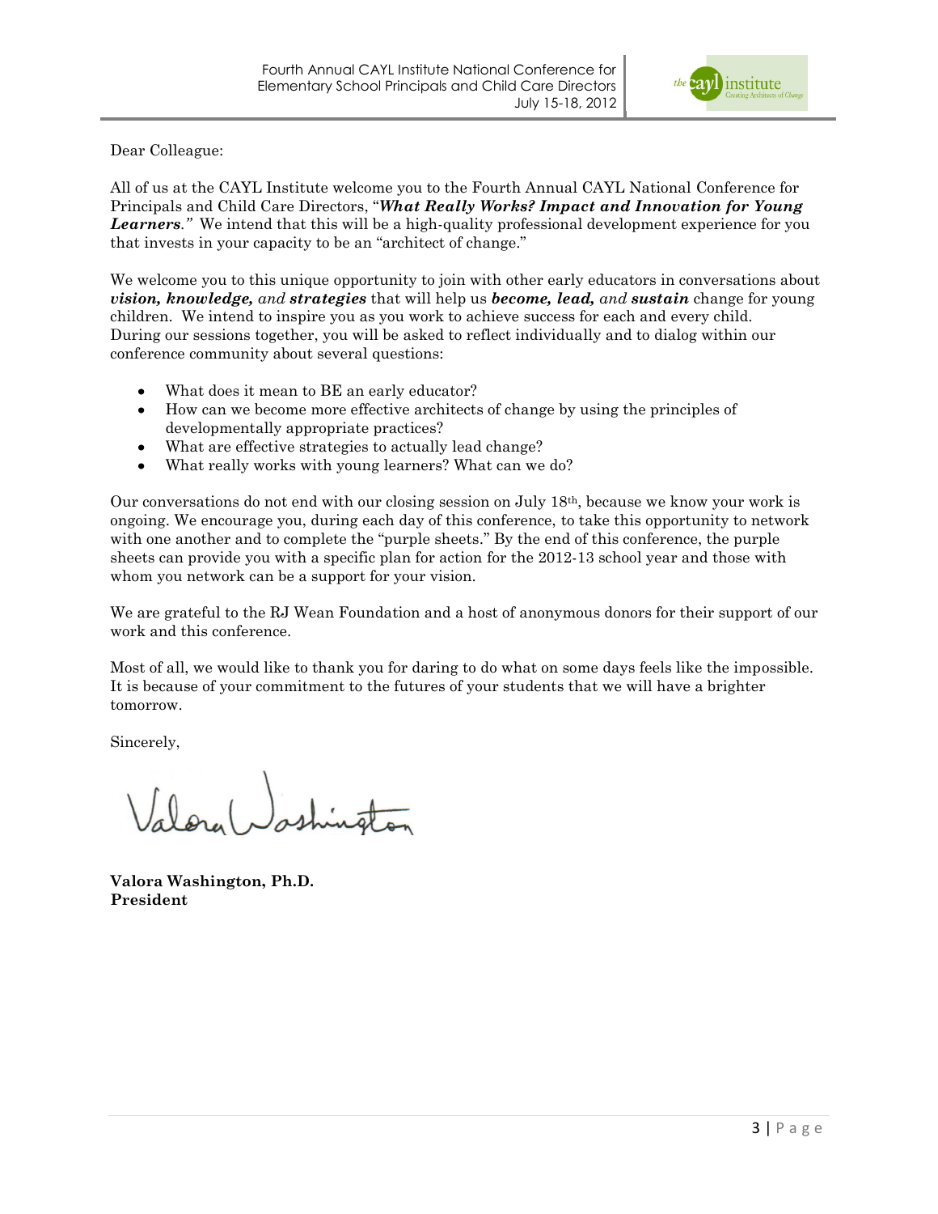Dear Colleague:

All of us at the CAYL Institute welcome you to the Fourth Annual CAYL National Conference for Principals and Child Care Directors, "***What Really Works? Impact and Innovation for Young Learners***." We intend that this will be a high-quality professional development experience for you that invests in your capacity to be an "architect of change."

We welcome you to this unique opportunity to join with other early educators in conversations about ***vision, knowledge,*** *and* ***strategies*** that will help us ***become, lead,*** *and* ***sustain*** change for young children. We intend to inspire you as you work to achieve success for each and every child. During our sessions together, you will be asked to reflect individually and to dialog within our conference community about several questions:

- What does it mean to BE an early educator?
- How can we become more effective architects of change by using the principles of developmentally appropriate practices?
- What are effective strategies to actually lead change?
- What really works with young learners? What can we do?

Our conversations do not end with our closing session on July 18th, because we know your work is ongoing. We encourage you, during each day of this conference, to take this opportunity to network with one another and to complete the "purple sheets." By the end of this conference, the purple sheets can provide you with a specific plan for action for the 2012-13 school year and those with whom you network can be a support for your vision.

We are grateful to the RJ Wean Foundation and a host of anonymous donors for their support of our work and this conference.

Most of all, we would like to thank you for daring to do what on some days feels like the impossible. It is because of your commitment to the futures of your students that we will have a brighter tomorrow.

Sincerely,

Valora Washington

**Valora Washington, Ph.D.**
**President**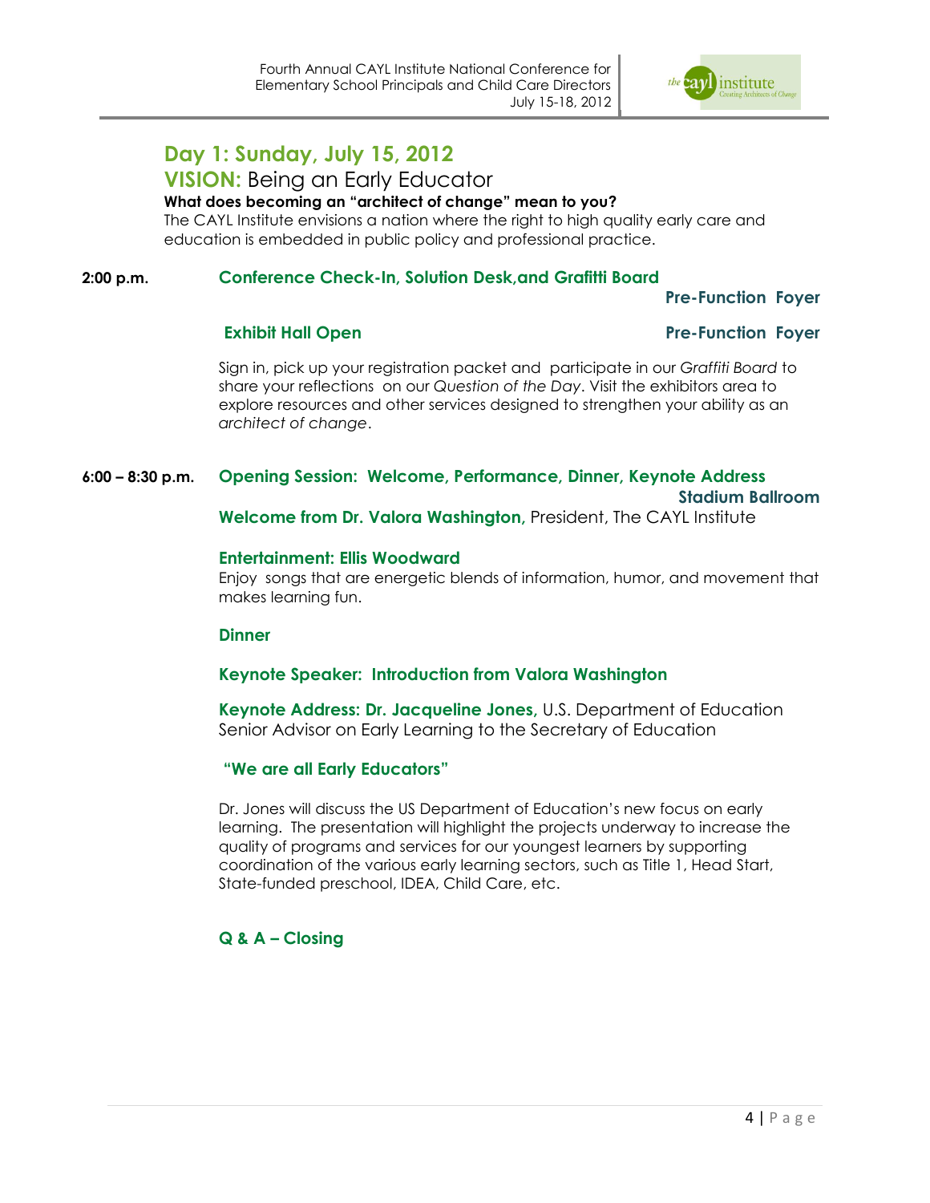# Day 1: Sunday, July 15, 2012

## VISION: Being an Early Educator

**What does becoming an "architect of change" mean to you?**

The CAYL Institute envisions a nation where the right to high quality early care and education is embedded in public policy and professional practice.

**2:00 p.m.** **Conference Check-In, Solution Desk,and Grafitti Board**

**Pre-Function Foyer**

**Exhibit Hall Open** — **Pre-Function Foyer**

Sign in, pick up your registration packet and participate in our *Graffiti Board* to share your reflections on our *Question of the Day*. Visit the exhibitors area to explore resources and other services designed to strengthen your ability as an *architect of change*.

**6:00 – 8:30 p.m.** **Opening Session: Welcome, Performance, Dinner, Keynote Address**

**Stadium Ballroom**

**Welcome from Dr. Valora Washington,** President, The CAYL Institute

**Entertainment: Ellis Woodward**

Enjoy songs that are energetic blends of information, humor, and movement that makes learning fun.

**Dinner**

**Keynote Speaker: Introduction from Valora Washington**

**Keynote Address: Dr. Jacqueline Jones,** U.S. Department of Education Senior Advisor on Early Learning to the Secretary of Education

**"We are all Early Educators"**

Dr. Jones will discuss the US Department of Education's new focus on early learning. The presentation will highlight the projects underway to increase the quality of programs and services for our youngest learners by supporting coordination of the various early learning sectors, such as Title 1, Head Start, State-funded preschool, IDEA, Child Care, etc.

**Q & A – Closing**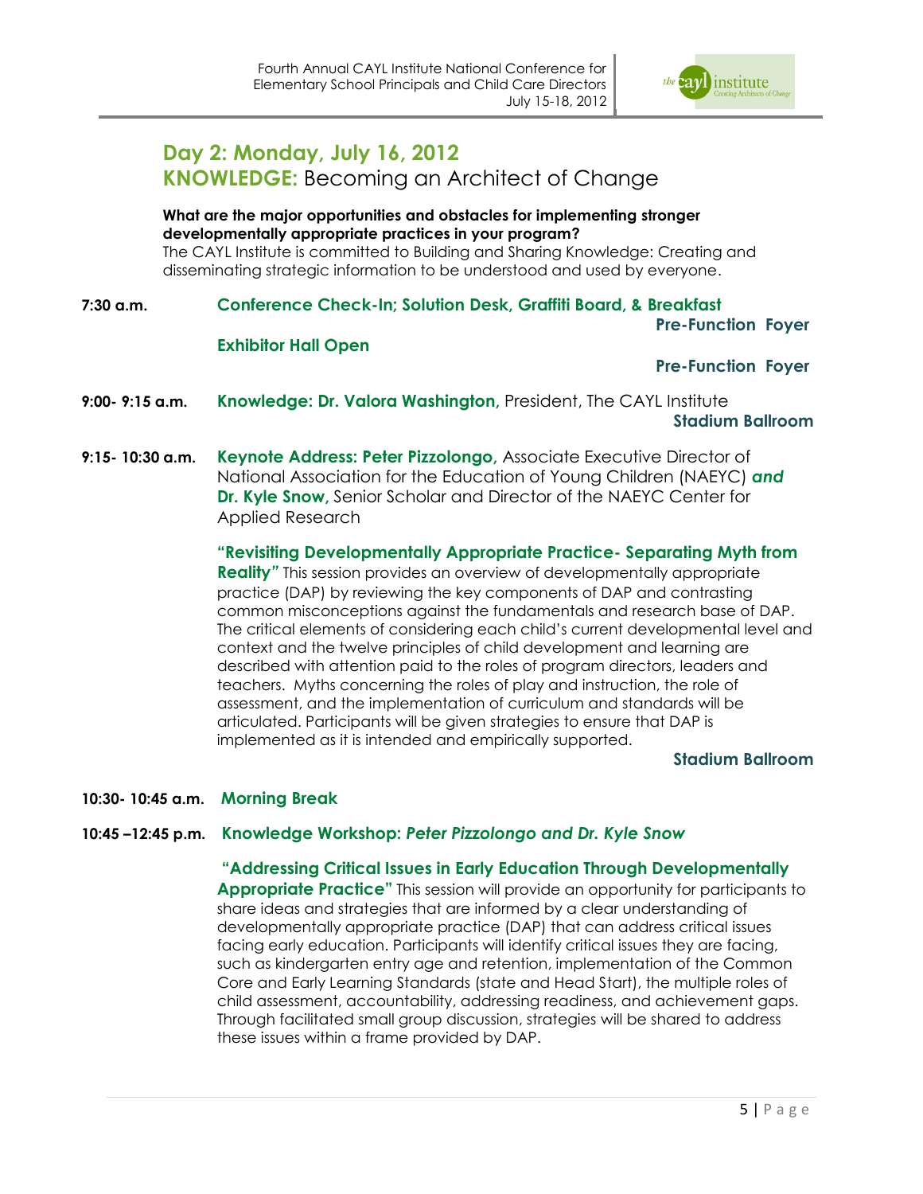# Day 2: Monday, July 16, 2012

## KNOWLEDGE: Becoming an Architect of Change

**What are the major opportunities and obstacles for implementing stronger developmentally appropriate practices in your program?**

The CAYL Institute is committed to Building and Sharing Knowledge: Creating and disseminating strategic information to be understood and used by everyone.

**7:30 a.m.** **Conference Check-In; Solution Desk, Graffiti Board, & Breakfast**
**Pre-Function Foyer**

**Exhibitor Hall Open**
**Pre-Function Foyer**

**9:00- 9:15 a.m.** **Knowledge: Dr. Valora Washington,** President, The CAYL Institute
**Stadium Ballroom**

**9:15- 10:30 a.m.** **Keynote Address: Peter Pizzolongo,** Associate Executive Director of National Association for the Education of Young Children (NAEYC) ***and*** **Dr. Kyle Snow,** Senior Scholar and Director of the NAEYC Center for Applied Research

**"Revisiting Developmentally Appropriate Practice- Separating Myth from Reality"** This session provides an overview of developmentally appropriate practice (DAP) by reviewing the key components of DAP and contrasting common misconceptions against the fundamentals and research base of DAP. The critical elements of considering each child's current developmental level and context and the twelve principles of child development and learning are described with attention paid to the roles of program directors, leaders and teachers. Myths concerning the roles of play and instruction, the role of assessment, and the implementation of curriculum and standards will be articulated. Participants will be given strategies to ensure that DAP is implemented as it is intended and empirically supported.

**Stadium Ballroom**

**10:30- 10:45 a.m.** **Morning Break**

**10:45 –12:45 p.m.** **Knowledge Workshop:** ***Peter Pizzolongo and Dr. Kyle Snow***

**"Addressing Critical Issues in Early Education Through Developmentally Appropriate Practice"** This session will provide an opportunity for participants to share ideas and strategies that are informed by a clear understanding of developmentally appropriate practice (DAP) that can address critical issues facing early education. Participants will identify critical issues they are facing, such as kindergarten entry age and retention, implementation of the Common Core and Early Learning Standards (state and Head Start), the multiple roles of child assessment, accountability, addressing readiness, and achievement gaps. Through facilitated small group discussion, strategies will be shared to address these issues within a frame provided by DAP.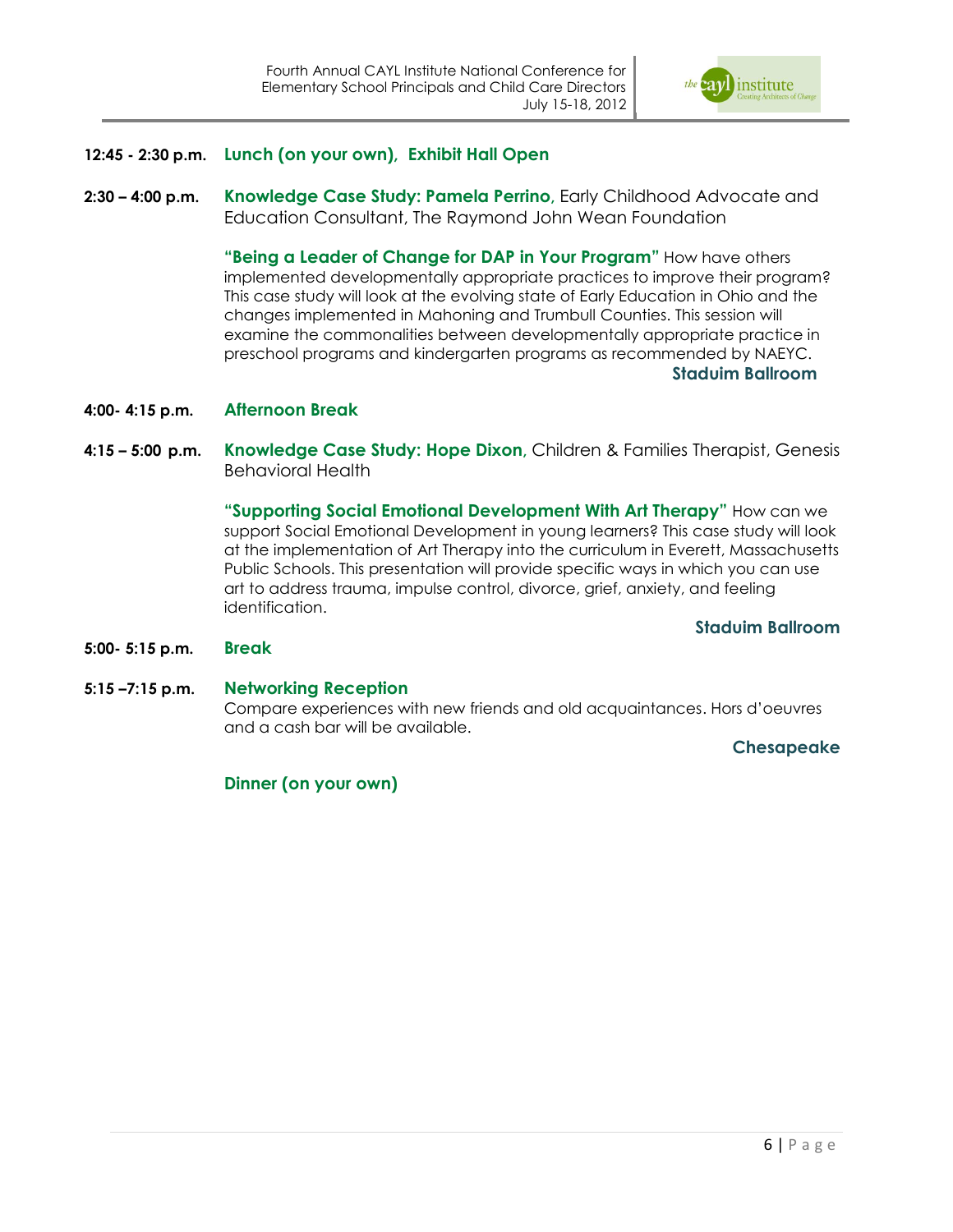**12:45 - 2:30 p.m.** **Lunch (on your own), Exhibit Hall Open**

**2:30 – 4:00 p.m.** **Knowledge Case Study: Pamela Perrino**, Early Childhood Advocate and Education Consultant, The Raymond John Wean Foundation

**"Being a Leader of Change for DAP in Your Program"** How have others implemented developmentally appropriate practices to improve their program? This case study will look at the evolving state of Early Education in Ohio and the changes implemented in Mahoning and Trumbull Counties. This session will examine the commonalities between developmentally appropriate practice in preschool programs and kindergarten programs as recommended by NAEYC.

**Staduim Ballroom**

**4:00- 4:15 p.m.** **Afternoon Break**

**4:15 – 5:00 p.m.** **Knowledge Case Study: Hope Dixon**, Children & Families Therapist, Genesis Behavioral Health

**"Supporting Social Emotional Development With Art Therapy"** How can we support Social Emotional Development in young learners? This case study will look at the implementation of Art Therapy into the curriculum in Everett, Massachusetts Public Schools. This presentation will provide specific ways in which you can use art to address trauma, impulse control, divorce, grief, anxiety, and feeling identification.

**Staduim Ballroom**

**5:00- 5:15 p.m.** **Break**

**5:15 –7:15 p.m.** **Networking Reception**

Compare experiences with new friends and old acquaintances. Hors d'oeuvres and a cash bar will be available.

**Chesapeake**

**Dinner (on your own)**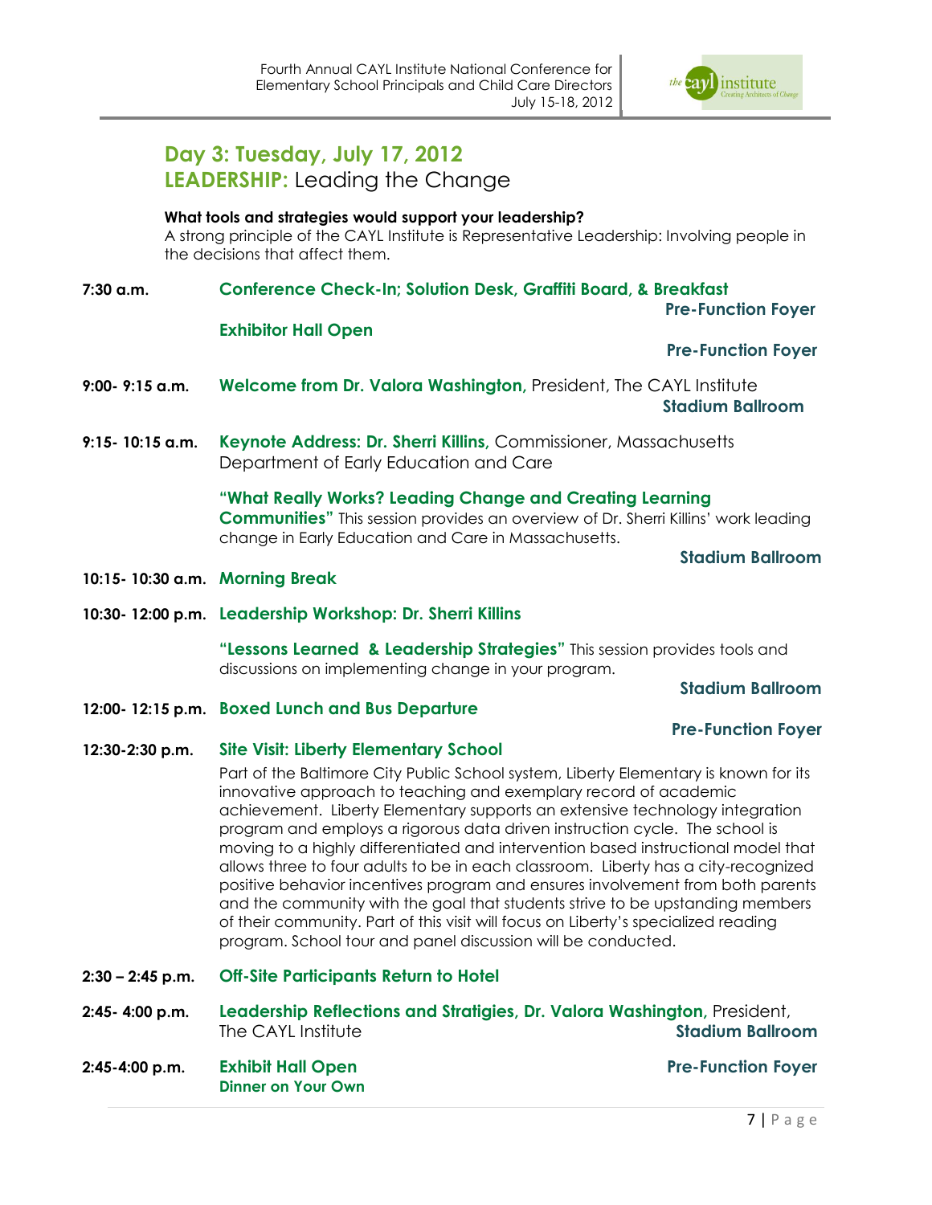## Day 3: Tuesday, July 17, 2012

## LEADERSHIP: Leading the Change

**What tools and strategies would support your leadership?**
A strong principle of the CAYL Institute is Representative Leadership: Involving people in the decisions that affect them.

**7:30 a.m.** **Conference Check-In; Solution Desk, Graffiti Board, & Breakfast**
**Pre-Function Foyer**

**Exhibitor Hall Open**
**Pre-Function Foyer**

**9:00- 9:15 a.m.** **Welcome from Dr. Valora Washington,** President, The CAYL Institute
**Stadium Ballroom**

**9:15- 10:15 a.m.** **Keynote Address: Dr. Sherri Killins,** Commissioner, Massachusetts Department of Early Education and Care

**"What Really Works? Leading Change and Creating Learning Communities"** This session provides an overview of Dr. Sherri Killins' work leading change in Early Education and Care in Massachusetts.
**Stadium Ballroom**

**10:15- 10:30 a.m.** **Morning Break**

**10:30- 12:00 p.m.** **Leadership Workshop: Dr. Sherri Killins**

**"Lessons Learned & Leadership Strategies"** This session provides tools and discussions on implementing change in your program.
**Stadium Ballroom**

**12:00- 12:15 p.m.** **Boxed Lunch and Bus Departure**
**Pre-Function Foyer**

**12:30-2:30 p.m.** **Site Visit: Liberty Elementary School**
Part of the Baltimore City Public School system, Liberty Elementary is known for its innovative approach to teaching and exemplary record of academic achievement. Liberty Elementary supports an extensive technology integration program and employs a rigorous data driven instruction cycle. The school is moving to a highly differentiated and intervention based instructional model that allows three to four adults to be in each classroom. Liberty has a city-recognized positive behavior incentives program and ensures involvement from both parents and the community with the goal that students strive to be upstanding members of their community. Part of this visit will focus on Liberty's specialized reading program. School tour and panel discussion will be conducted.

**2:30 – 2:45 p.m.** **Off-Site Participants Return to Hotel**

**2:45- 4:00 p.m.** **Leadership Reflections and Stratigies, Dr. Valora Washington,** President, The CAYL Institute
**Stadium Ballroom**

**2:45-4:00 p.m.** **Exhibit Hall Open**
**Pre-Function Foyer**
**Dinner on Your Own**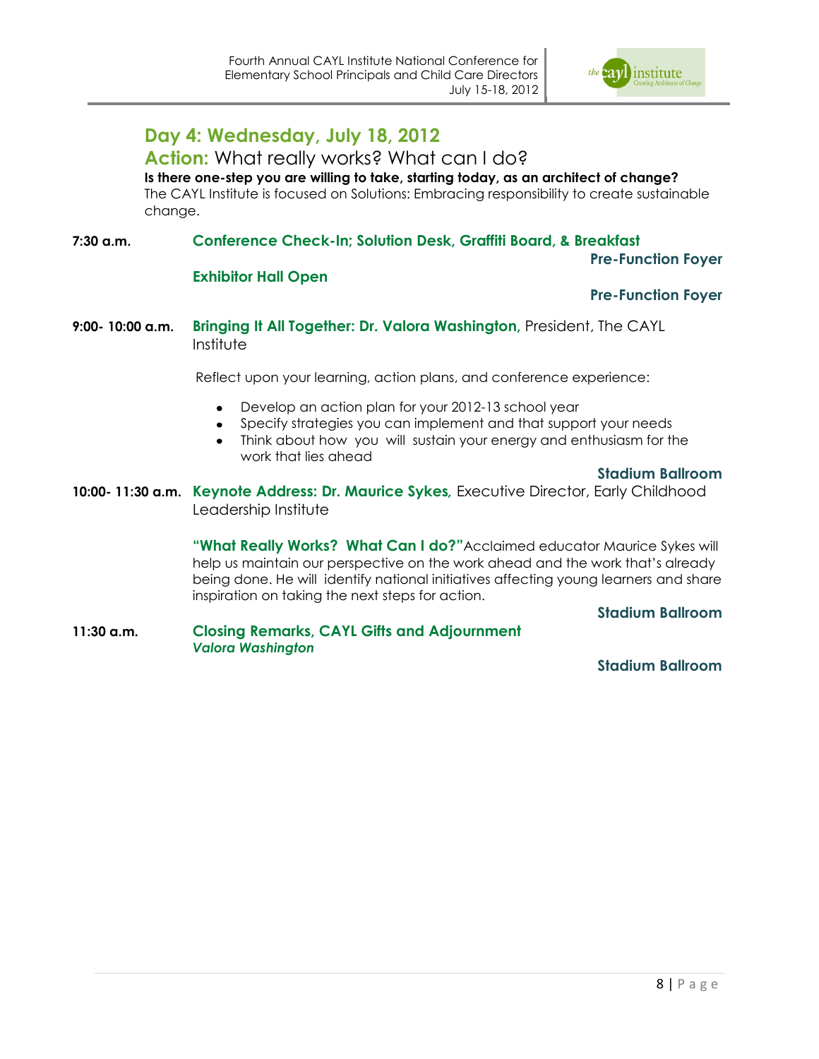## Day 4: Wednesday, July 18, 2012

### Action: What really works? What can I do?

**Is there one-step you are willing to take, starting today, as an architect of change?**
The CAYL Institute is focused on Solutions: Embracing responsibility to create sustainable change.

**7:30 a.m.** **Conference Check-In; Solution Desk, Graffiti Board, & Breakfast**
**Pre-Function Foyer**

**Exhibitor Hall Open**
**Pre-Function Foyer**

**9:00- 10:00 a.m.** **Bringing It All Together: Dr. Valora Washington,** President, The CAYL Institute

Reflect upon your learning, action plans, and conference experience:

- Develop an action plan for your 2012-13 school year
- Specify strategies you can implement and that support your needs
- Think about how you will sustain your energy and enthusiasm for the work that lies ahead

**Stadium Ballroom**

**10:00- 11:30 a.m.** **Keynote Address: Dr. Maurice Sykes,** Executive Director, Early Childhood Leadership Institute

**"What Really Works? What Can I do?"** Acclaimed educator Maurice Sykes will help us maintain our perspective on the work ahead and the work that's already being done. He will identify national initiatives affecting young learners and share inspiration on taking the next steps for action.

**Stadium Ballroom**

**11:30 a.m.** **Closing Remarks, CAYL Gifts and Adjournment**
***Valora Washington***

**Stadium Ballroom**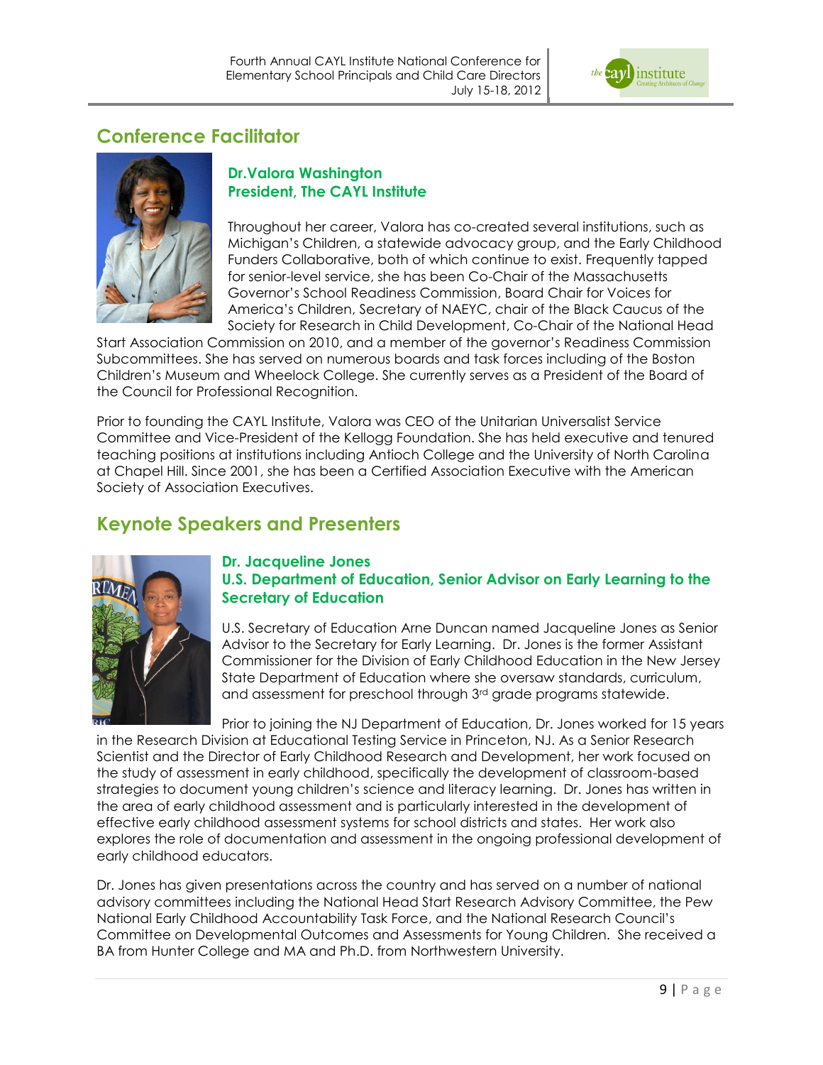## Conference Facilitator

**Dr.Valora Washington**
**President, The CAYL Institute**

Throughout her career, Valora has co-created several institutions, such as Michigan's Children, a statewide advocacy group, and the Early Childhood Funders Collaborative, both of which continue to exist. Frequently tapped for senior-level service, she has been Co-Chair of the Massachusetts Governor's School Readiness Commission, Board Chair for Voices for America's Children, Secretary of NAEYC, chair of the Black Caucus of the Society for Research in Child Development, Co-Chair of the National Head Start Association Commission on 2010, and a member of the governor's Readiness Commission Subcommittees. She has served on numerous boards and task forces including of the Boston Children's Museum and Wheelock College. She currently serves as a President of the Board of the Council for Professional Recognition.

Prior to founding the CAYL Institute, Valora was CEO of the Unitarian Universalist Service Committee and Vice-President of the Kellogg Foundation. She has held executive and tenured teaching positions at institutions including Antioch College and the University of North Carolina at Chapel Hill. Since 2001, she has been a Certified Association Executive with the American Society of Association Executives.

## Keynote Speakers and Presenters

**Dr. Jacqueline Jones**
**U.S. Department of Education, Senior Advisor on Early Learning to the Secretary of Education**

U.S. Secretary of Education Arne Duncan named Jacqueline Jones as Senior Advisor to the Secretary for Early Learning. Dr. Jones is the former Assistant Commissioner for the Division of Early Childhood Education in the New Jersey State Department of Education where she oversaw standards, curriculum, and assessment for preschool through 3rd grade programs statewide.

Prior to joining the NJ Department of Education, Dr. Jones worked for 15 years in the Research Division at Educational Testing Service in Princeton, NJ. As a Senior Research Scientist and the Director of Early Childhood Research and Development, her work focused on the study of assessment in early childhood, specifically the development of classroom-based strategies to document young children's science and literacy learning. Dr. Jones has written in the area of early childhood assessment and is particularly interested in the development of effective early childhood assessment systems for school districts and states. Her work also explores the role of documentation and assessment in the ongoing professional development of early childhood educators.

Dr. Jones has given presentations across the country and has served on a number of national advisory committees including the National Head Start Research Advisory Committee, the Pew National Early Childhood Accountability Task Force, and the National Research Council's Committee on Developmental Outcomes and Assessments for Young Children. She received a BA from Hunter College and MA and Ph.D. from Northwestern University.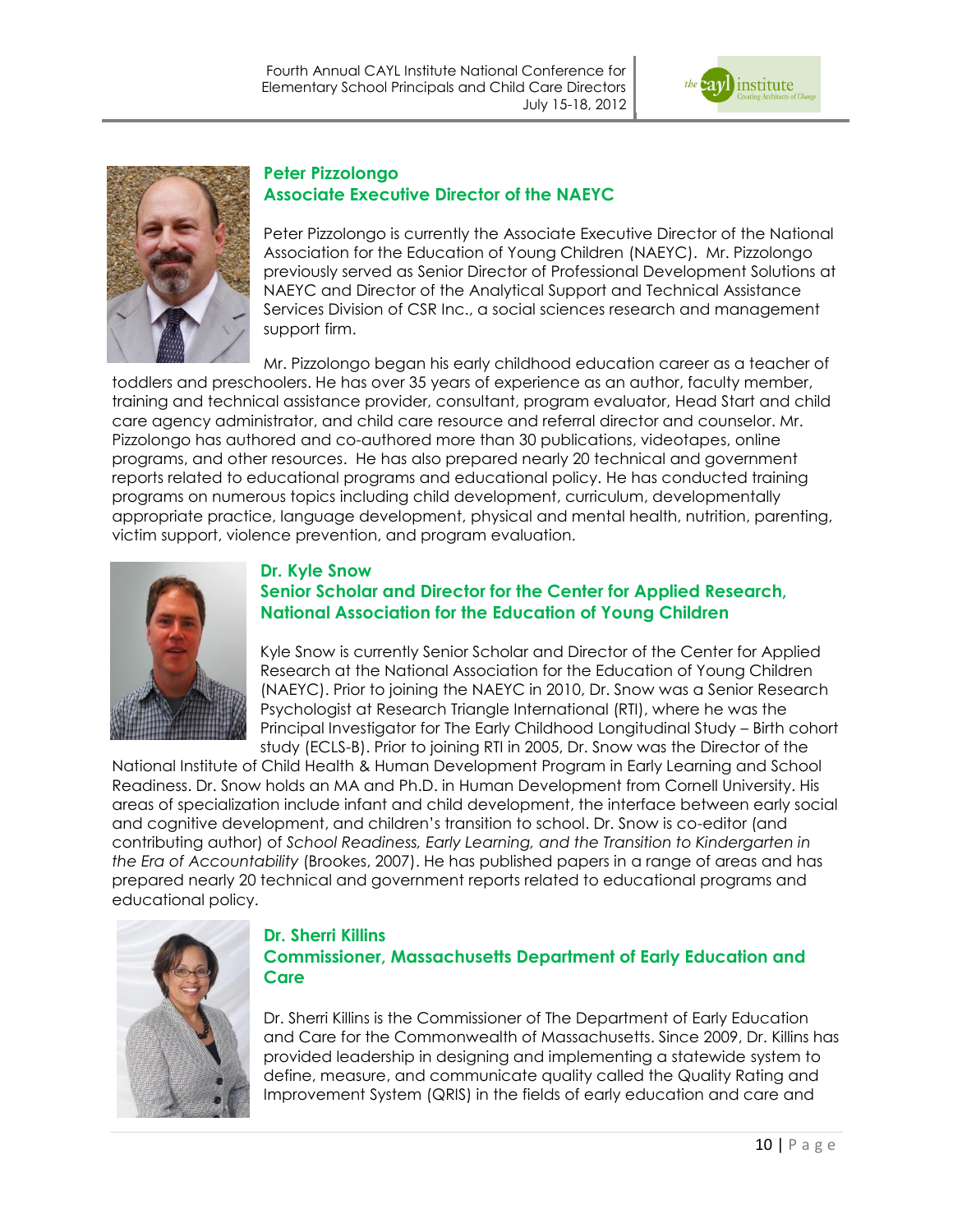### Peter Pizzolongo
### Associate Executive Director of the NAEYC

Peter Pizzolongo is currently the Associate Executive Director of the National Association for the Education of Young Children (NAEYC). Mr. Pizzolongo previously served as Senior Director of Professional Development Solutions at NAEYC and Director of the Analytical Support and Technical Assistance Services Division of CSR Inc., a social sciences research and management support firm.

Mr. Pizzolongo began his early childhood education career as a teacher of toddlers and preschoolers. He has over 35 years of experience as an author, faculty member, training and technical assistance provider, consultant, program evaluator, Head Start and child care agency administrator, and child care resource and referral director and counselor. Mr. Pizzolongo has authored and co-authored more than 30 publications, videotapes, online programs, and other resources. He has also prepared nearly 20 technical and government reports related to educational programs and educational policy. He has conducted training programs on numerous topics including child development, curriculum, developmentally appropriate practice, language development, physical and mental health, nutrition, parenting, victim support, violence prevention, and program evaluation.

### Dr. Kyle Snow
### Senior Scholar and Director for the Center for Applied Research, National Association for the Education of Young Children

Kyle Snow is currently Senior Scholar and Director of the Center for Applied Research at the National Association for the Education of Young Children (NAEYC). Prior to joining the NAEYC in 2010, Dr. Snow was a Senior Research Psychologist at Research Triangle International (RTI), where he was the Principal Investigator for The Early Childhood Longitudinal Study – Birth cohort study (ECLS-B). Prior to joining RTI in 2005, Dr. Snow was the Director of the National Institute of Child Health & Human Development Program in Early Learning and School Readiness. Dr. Snow holds an MA and Ph.D. in Human Development from Cornell University. His areas of specialization include infant and child development, the interface between early social and cognitive development, and children's transition to school. Dr. Snow is co-editor (and contributing author) of *School Readiness, Early Learning, and the Transition to Kindergarten in the Era of Accountability* (Brookes, 2007). He has published papers in a range of areas and has prepared nearly 20 technical and government reports related to educational programs and educational policy.

### Dr. Sherri Killins
### Commissioner, Massachusetts Department of Early Education and Care

Dr. Sherri Killins is the Commissioner of The Department of Early Education and Care for the Commonwealth of Massachusetts. Since 2009, Dr. Killins has provided leadership in designing and implementing a statewide system to define, measure, and communicate quality called the Quality Rating and Improvement System (QRIS) in the fields of early education and care and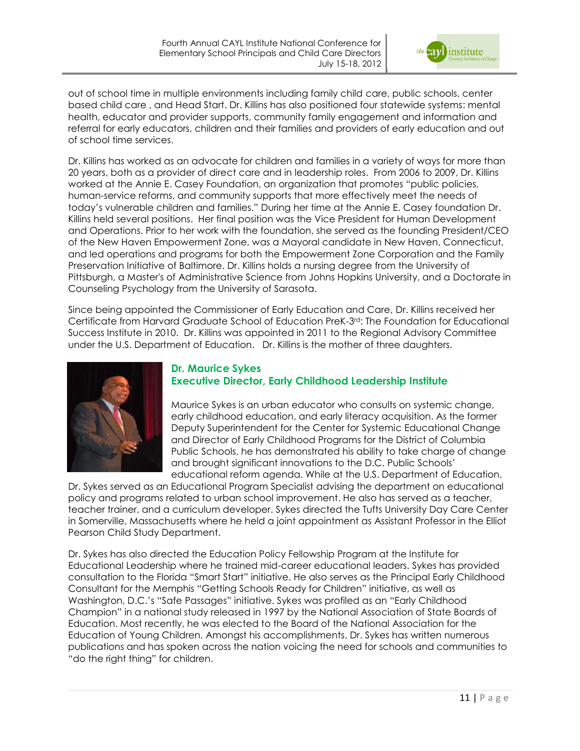out of school time in multiple environments including family child care, public schools, center based child care , and Head Start. Dr. Killins has also positioned four statewide systems: mental health, educator and provider supports, community family engagement and information and referral for early educators, children and their families and providers of early education and out of school time services.

Dr. Killins has worked as an advocate for children and families in a variety of ways for more than 20 years, both as a provider of direct care and in leadership roles. From 2006 to 2009, Dr. Killins worked at the Annie E. Casey Foundation, an organization that promotes "public policies, human-service reforms, and community supports that more effectively meet the needs of today's vulnerable children and families." During her time at the Annie E. Casey foundation Dr. Killins held several positions. Her final position was the Vice President for Human Development and Operations. Prior to her work with the foundation, she served as the founding President/CEO of the New Haven Empowerment Zone, was a Mayoral candidate in New Haven, Connecticut, and led operations and programs for both the Empowerment Zone Corporation and the Family Preservation Initiative of Baltimore. Dr. Killins holds a nursing degree from the University of Pittsburgh, a Master's of Administrative Science from Johns Hopkins University, and a Doctorate in Counseling Psychology from the University of Sarasota.

Since being appointed the Commissioner of Early Education and Care, Dr. Killins received her Certificate from Harvard Graduate School of Education PreK-3rd: The Foundation for Educational Success Institute in 2010. Dr. Killins was appointed in 2011 to the Regional Advisory Committee under the U.S. Department of Education. Dr. Killins is the mother of three daughters.

### Dr. Maurice Sykes
### Executive Director, Early Childhood Leadership Institute

Maurice Sykes is an urban educator who consults on systemic change, early childhood education, and early literacy acquisition. As the former Deputy Superintendent for the Center for Systemic Educational Change and Director of Early Childhood Programs for the District of Columbia Public Schools, he has demonstrated his ability to take charge of change and brought significant innovations to the D.C. Public Schools' educational reform agenda. While at the U.S. Department of Education, Dr. Sykes served as an Educational Program Specialist advising the department on educational policy and programs related to urban school improvement. He also has served as a teacher, teacher trainer, and a curriculum developer. Sykes directed the Tufts University Day Care Center in Somerville, Massachusetts where he held a joint appointment as Assistant Professor in the Elliot Pearson Child Study Department.

Dr. Sykes has also directed the Education Policy Fellowship Program at the Institute for Educational Leadership where he trained mid-career educational leaders. Sykes has provided consultation to the Florida "Smart Start" initiative. He also serves as the Principal Early Childhood Consultant for the Memphis "Getting Schools Ready for Children" initiative, as well as Washington, D.C.'s "Safe Passages" initiative. Sykes was profiled as an "Early Childhood Champion" in a national study released in 1997 by the National Association of State Boards of Education. Most recently, he was elected to the Board of the National Association for the Education of Young Children. Amongst his accomplishments, Dr. Sykes has written numerous publications and has spoken across the nation voicing the need for schools and communities to "do the right thing" for children.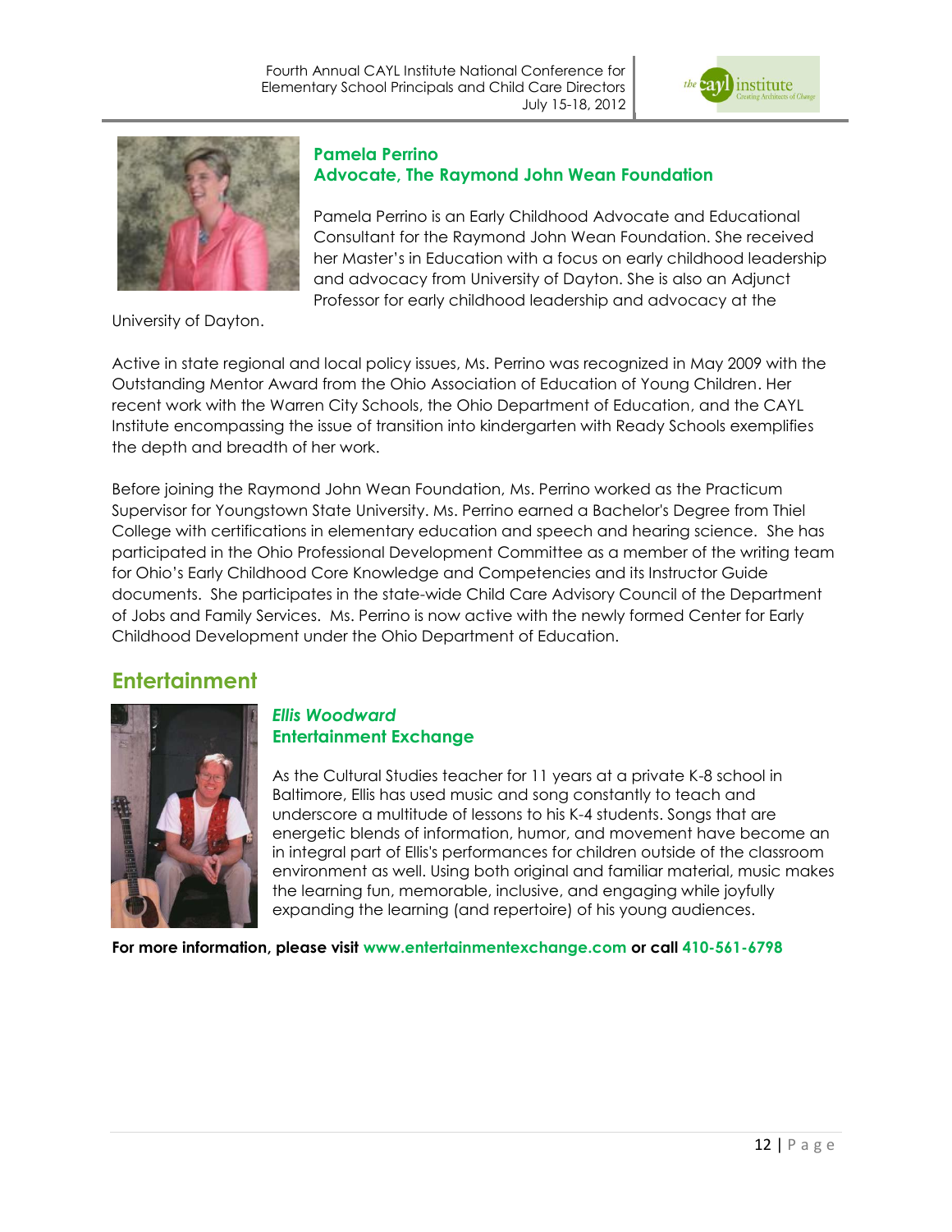### Pamela Perrino
### Advocate, The Raymond John Wean Foundation

Pamela Perrino is an Early Childhood Advocate and Educational Consultant for the Raymond John Wean Foundation. She received her Master's in Education with a focus on early childhood leadership and advocacy from University of Dayton. She is also an Adjunct Professor for early childhood leadership and advocacy at the University of Dayton.

Active in state regional and local policy issues, Ms. Perrino was recognized in May 2009 with the Outstanding Mentor Award from the Ohio Association of Education of Young Children. Her recent work with the Warren City Schools, the Ohio Department of Education, and the CAYL Institute encompassing the issue of transition into kindergarten with Ready Schools exemplifies the depth and breadth of her work.

Before joining the Raymond John Wean Foundation, Ms. Perrino worked as the Practicum Supervisor for Youngstown State University. Ms. Perrino earned a Bachelor's Degree from Thiel College with certifications in elementary education and speech and hearing science. She has participated in the Ohio Professional Development Committee as a member of the writing team for Ohio's Early Childhood Core Knowledge and Competencies and its Instructor Guide documents. She participates in the state-wide Child Care Advisory Council of the Department of Jobs and Family Services. Ms. Perrino is now active with the newly formed Center for Early Childhood Development under the Ohio Department of Education.

## Entertainment

### *Ellis Woodward*
### Entertainment Exchange

As the Cultural Studies teacher for 11 years at a private K-8 school in Baltimore, Ellis has used music and song constantly to teach and underscore a multitude of lessons to his K-4 students. Songs that are energetic blends of information, humor, and movement have become an in integral part of Ellis's performances for children outside of the classroom environment as well. Using both original and familiar material, music makes the learning fun, memorable, inclusive, and engaging while joyfully expanding the learning (and repertoire) of his young audiences.

**For more information, please visit www.entertainmentexchange.com or call 410-561-6798**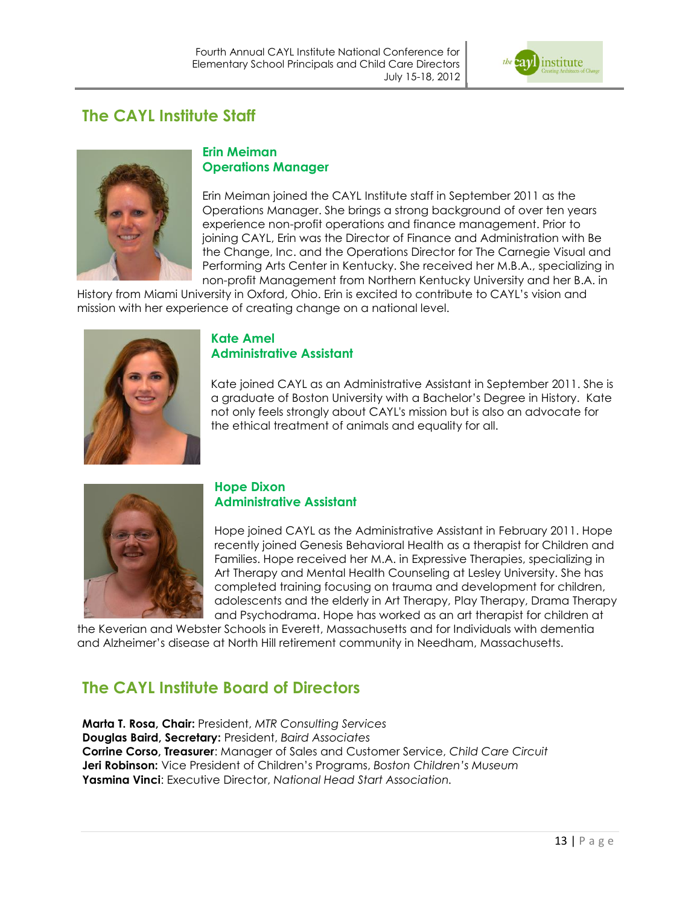## The CAYL Institute Staff

### Erin Meiman
### Operations Manager

Erin Meiman joined the CAYL Institute staff in September 2011 as the Operations Manager. She brings a strong background of over ten years experience non-profit operations and finance management. Prior to joining CAYL, Erin was the Director of Finance and Administration with Be the Change, Inc. and the Operations Director for The Carnegie Visual and Performing Arts Center in Kentucky. She received her M.B.A., specializing in non-profit Management from Northern Kentucky University and her B.A. in History from Miami University in Oxford, Ohio. Erin is excited to contribute to CAYL's vision and mission with her experience of creating change on a national level.

### Kate Amel
### Administrative Assistant

Kate joined CAYL as an Administrative Assistant in September 2011. She is a graduate of Boston University with a Bachelor's Degree in History. Kate not only feels strongly about CAYL's mission but is also an advocate for the ethical treatment of animals and equality for all.

### Hope Dixon
### Administrative Assistant

Hope joined CAYL as the Administrative Assistant in February 2011. Hope recently joined Genesis Behavioral Health as a therapist for Children and Families. Hope received her M.A. in Expressive Therapies, specializing in Art Therapy and Mental Health Counseling at Lesley University. She has completed training focusing on trauma and development for children, adolescents and the elderly in Art Therapy, Play Therapy, Drama Therapy and Psychodrama. Hope has worked as an art therapist for children at the Keverian and Webster Schools in Everett, Massachusetts and for Individuals with dementia and Alzheimer's disease at North Hill retirement community in Needham, Massachusetts.

## The CAYL Institute Board of Directors

**Marta T. Rosa, Chair:** President, *MTR Consulting Services*
**Douglas Baird, Secretary:** President, *Baird Associates*
**Corrine Corso, Treasurer**: Manager of Sales and Customer Service, *Child Care Circuit*
**Jeri Robinson:** Vice President of Children's Programs, *Boston Children's Museum*
**Yasmina Vinci**: Executive Director, *National Head Start Association.*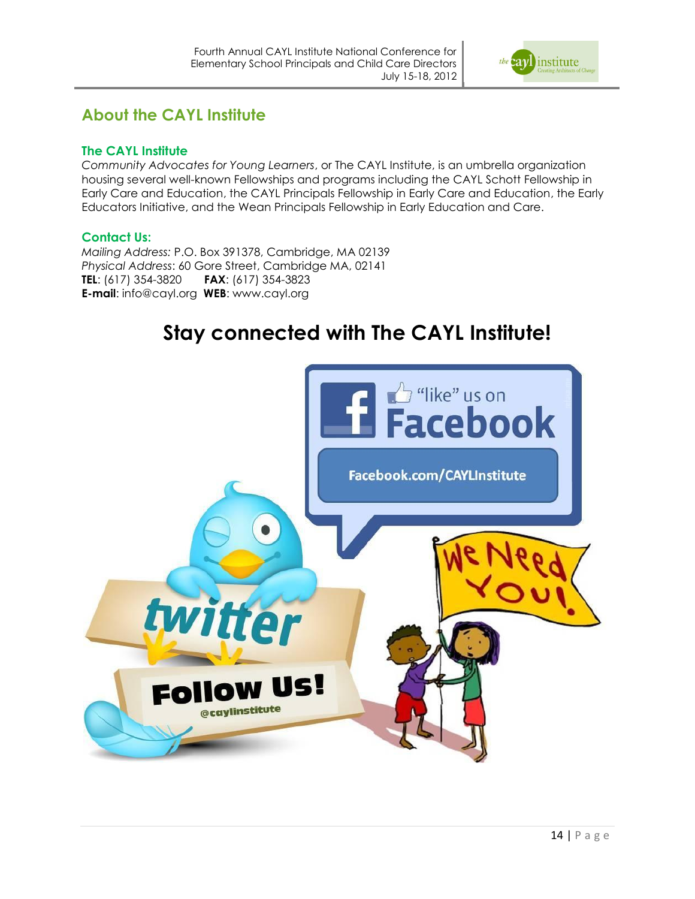## About the CAYL Institute

### The CAYL Institute

*Community Advocates for Young Learners*, or The CAYL Institute, is an umbrella organization housing several well-known Fellowships and programs including the CAYL Schott Fellowship in Early Care and Education, the CAYL Principals Fellowship in Early Care and Education, the Early Educators Initiative, and the Wean Principals Fellowship in Early Education and Care.

### Contact Us:

*Mailing Address:* P.O. Box 391378, Cambridge, MA 02139
*Physical Address*: 60 Gore Street, Cambridge MA, 02141
**TEL**: (617) 354-3820 **FAX**: (617) 354-3823
**E-mail**: info@cayl.org **WEB**: www.cayl.org

# Stay connected with The CAYL Institute!

"like" us on Facebook

Facebook.com/CAYLInstitute

twitter

Follow Us!

@caylinstitute

We Need You!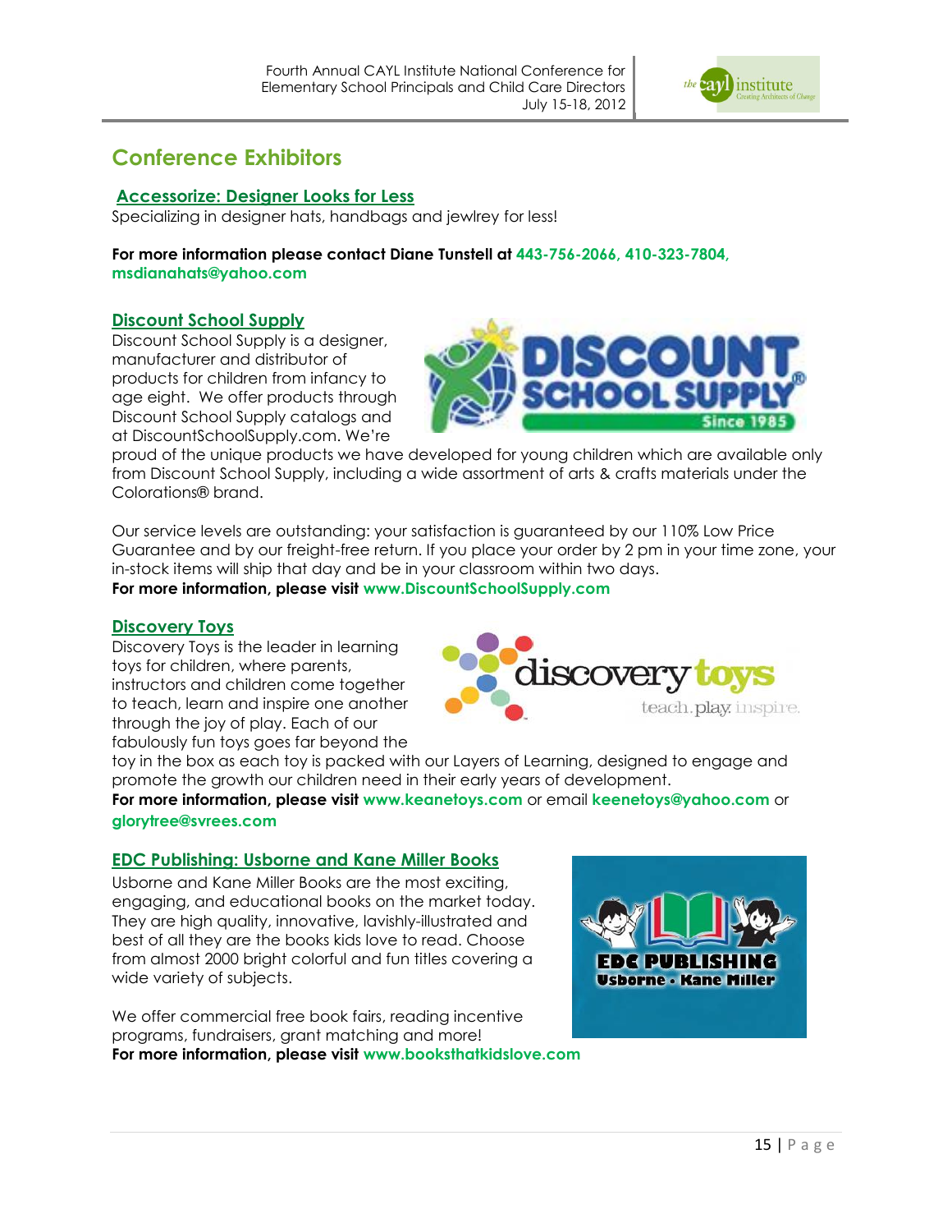## Conference Exhibitors

### Accessorize: Designer Looks for Less

Specializing in designer hats, handbags and jewlrey for less!

**For more information please contact Diane Tunstell at 443-756-2066, 410-323-7804, msdianahats@yahoo.com**

### Discount School Supply

Discount School Supply is a designer, manufacturer and distributor of products for children from infancy to age eight. We offer products through Discount School Supply catalogs and at DiscountSchoolSupply.com. We're proud of the unique products we have developed for young children which are available only from Discount School Supply, including a wide assortment of arts & crafts materials under the Colorations® brand.

Our service levels are outstanding: your satisfaction is guaranteed by our 110% Low Price Guarantee and by our freight-free return. If you place your order by 2 pm in your time zone, your in-stock items will ship that day and be in your classroom within two days.

**For more information, please visit www.DiscountSchoolSupply.com**

### Discovery Toys

Discovery Toys is the leader in learning toys for children, where parents, instructors and children come together to teach, learn and inspire one another through the joy of play. Each of our fabulously fun toys goes far beyond the toy in the box as each toy is packed with our Layers of Learning, designed to engage and promote the growth our children need in their early years of development.

**For more information, please visit www.keanetoys.com** or email **keenetoys@yahoo.com** or **glorytree@svrees.com**

### EDC Publishing: Usborne and Kane Miller Books

Usborne and Kane Miller Books are the most exciting, engaging, and educational books on the market today. They are high quality, innovative, lavishly-illustrated and best of all they are the books kids love to read. Choose from almost 2000 bright colorful and fun titles covering a wide variety of subjects.

We offer commercial free book fairs, reading incentive programs, fundraisers, grant matching and more!

**For more information, please visit www.booksthatkidslove.com**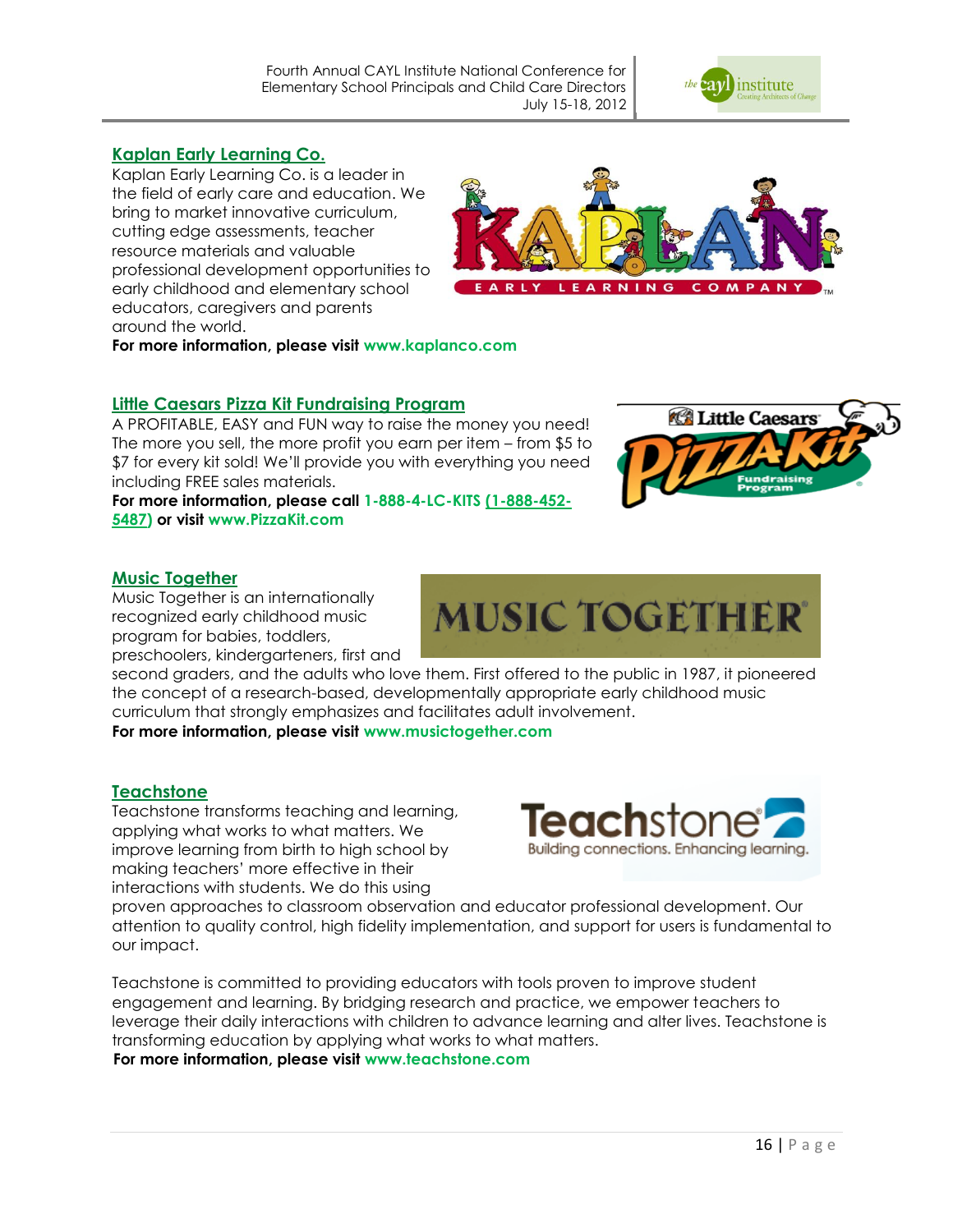## Kaplan Early Learning Co.

Kaplan Early Learning Co. is a leader in the field of early care and education. We bring to market innovative curriculum, cutting edge assessments, teacher resource materials and valuable professional development opportunities to early childhood and elementary school educators, caregivers and parents around the world.

**For more information, please visit www.kaplanco.com**

## Little Caesars Pizza Kit Fundraising Program

A PROFITABLE, EASY and FUN way to raise the money you need! The more you sell, the more profit you earn per item – from $5 to $7 for every kit sold! We'll provide you with everything you need including FREE sales materials.

**For more information, please call 1-888-4-LC-KITS (1-888-452-5487) or visit www.PizzaKit.com**

## Music Together

Music Together is an internationally recognized early childhood music program for babies, toddlers, preschoolers, kindergarteners, first and second graders, and the adults who love them. First offered to the public in 1987, it pioneered the concept of a research-based, developmentally appropriate early childhood music curriculum that strongly emphasizes and facilitates adult involvement.

**For more information, please visit www.musictogether.com**

## Teachstone

Teachstone transforms teaching and learning, applying what works to what matters. We improve learning from birth to high school by making teachers' more effective in their interactions with students. We do this using proven approaches to classroom observation and educator professional development. Our attention to quality control, high fidelity implementation, and support for users is fundamental to our impact.

Teachstone is committed to providing educators with tools proven to improve student engagement and learning. By bridging research and practice, we empower teachers to leverage their daily interactions with children to advance learning and alter lives. Teachstone is transforming education by applying what works to what matters.

**For more information, please visit www.teachstone.com**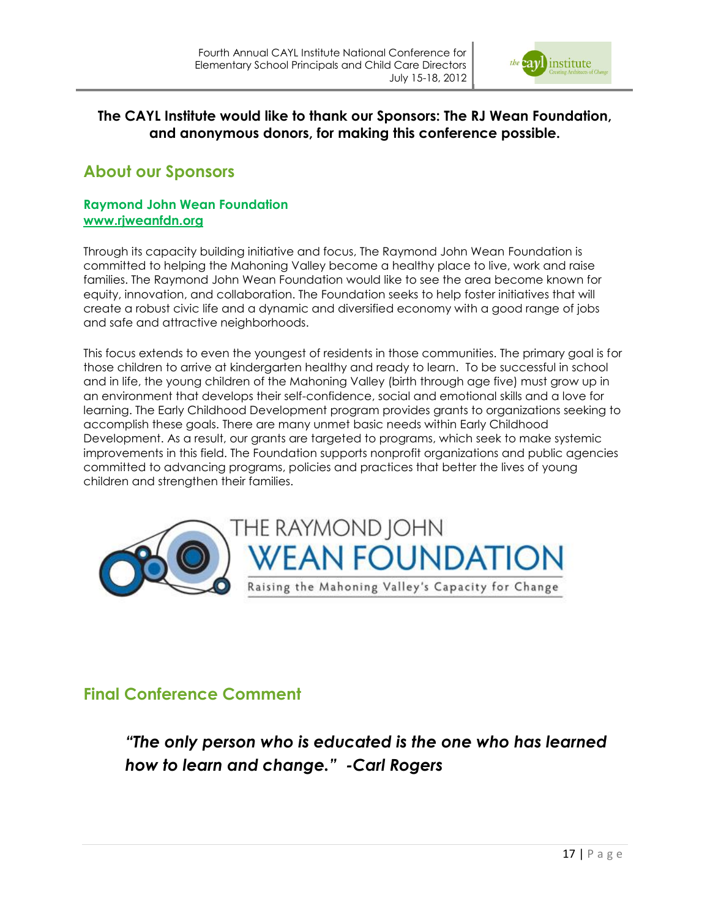**The CAYL Institute would like to thank our Sponsors: The RJ Wean Foundation, and anonymous donors, for making this conference possible.**

## About our Sponsors

### Raymond John Wean Foundation
**www.rjweanfdn.org**

Through its capacity building initiative and focus, The Raymond John Wean Foundation is committed to helping the Mahoning Valley become a healthy place to live, work and raise families. The Raymond John Wean Foundation would like to see the area become known for equity, innovation, and collaboration. The Foundation seeks to help foster initiatives that will create a robust civic life and a dynamic and diversified economy with a good range of jobs and safe and attractive neighborhoods.

This focus extends to even the youngest of residents in those communities. The primary goal is for those children to arrive at kindergarten healthy and ready to learn. To be successful in school and in life, the young children of the Mahoning Valley (birth through age five) must grow up in an environment that develops their self-confidence, social and emotional skills and a love for learning. The Early Childhood Development program provides grants to organizations seeking to accomplish these goals. There are many unmet basic needs within Early Childhood Development. As a result, our grants are targeted to programs, which seek to make systemic improvements in this field. The Foundation supports nonprofit organizations and public agencies committed to advancing programs, policies and practices that better the lives of young children and strengthen their families.

THE RAYMOND JOHN WEAN FOUNDATION
Raising the Mahoning Valley's Capacity for Change

## Final Conference Comment

***"The only person who is educated is the one who has learned how to learn and change." -Carl Rogers***